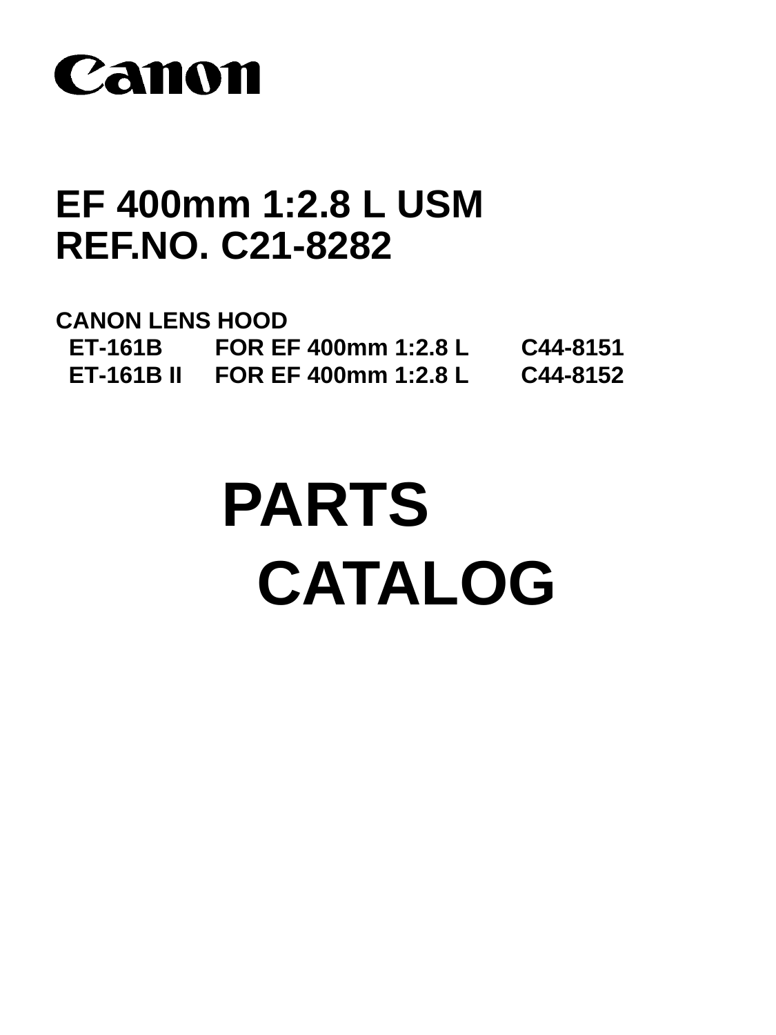Canon

# EF 400mm 1:2.8 L USM
# REF.NO. C21-8282

**CANON LENS HOOD**

| | | |
|---|---|---|
| ET-161B | FOR EF 400mm 1:2.8 L | C44-8151 |
| ET-161B II | FOR EF 400mm 1:2.8 L | C44-8152 |

# PARTS CATALOG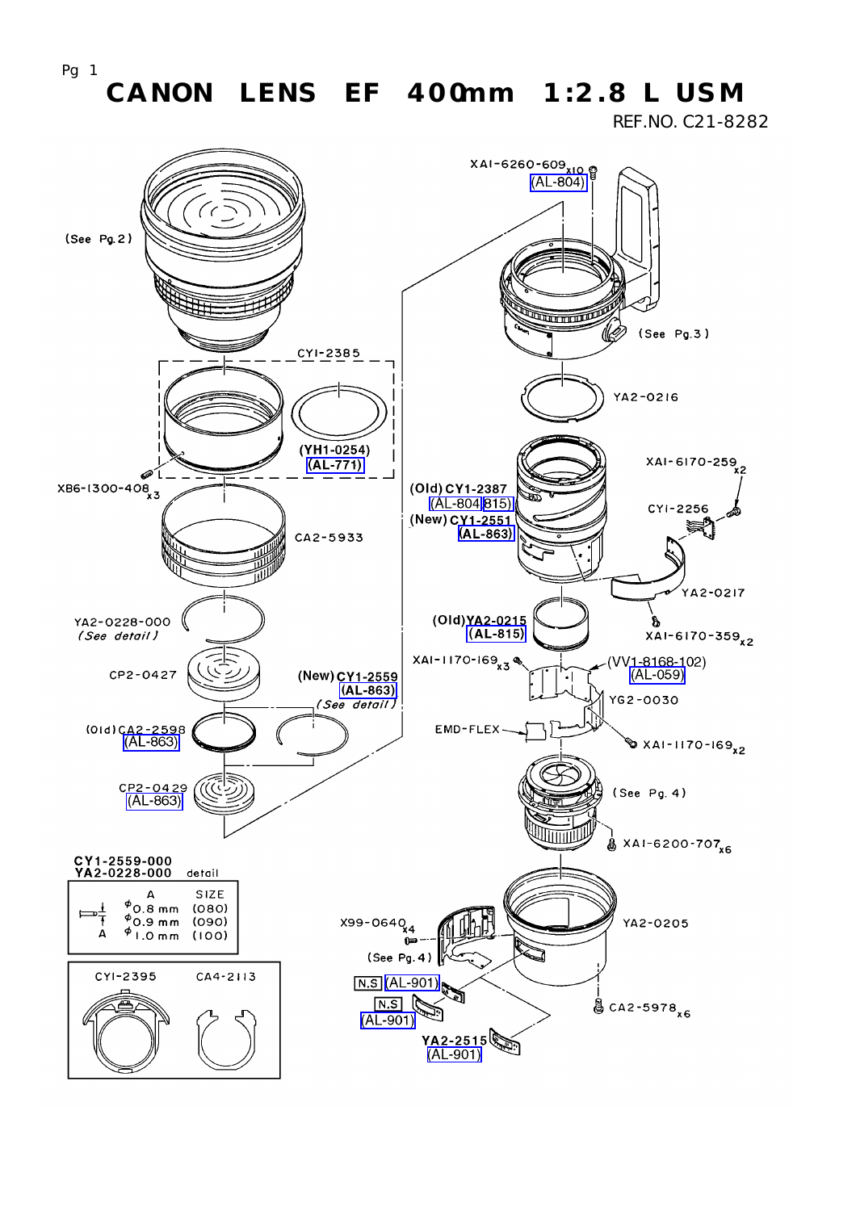# CANON LENS EF 400mm 1:2.8 L USM

REF.NO. C21-8282

(See Pg.2)

CYI-2385

(YH1-0254)
(AL-771)

XB6-1300-408 x3

CA2-5933

YA2-0228-000
*(See detail)*

CP2-0427

(New) CY1-2559
(AL-863)
*(See detail)*

(Old) CA2-2598
(AL-863)

CP2-0429
(AL-863)

XAI-6260-609 x10
(AL-804)

(See Pg.3)

YA2-0216

XAI-6170-259 x2

(Old) CY1-2387
(AL-804/815)
(New) CY1-2551
(AL-863)

CYI-2256

YA2-0217

(Old) YA2-0215
(AL-815)

XAI-6170-359 x2

XAI-1170-169 x3

(VV1-8168-102)
(AL-059)

YG2-0030

EMD-FLEX

XAI-1170-169 x2

(See Pg. 4)

XAI-6200-707 x6

## CY1-2559-000 / YA2-0228-000 detail

| A | SIZE |
|---|---|
| φ0.8 mm | (080) |
| φ0.9 mm | (090) |
| φ1.0 mm | (100) |

CYI-2395

CA4-2113

X99-0640 x4

(See Pg. 4)

YA2-0205

N.S (AL-901)

N.S (AL-901)

CA2-5978 x6

YA2-2515
(AL-901)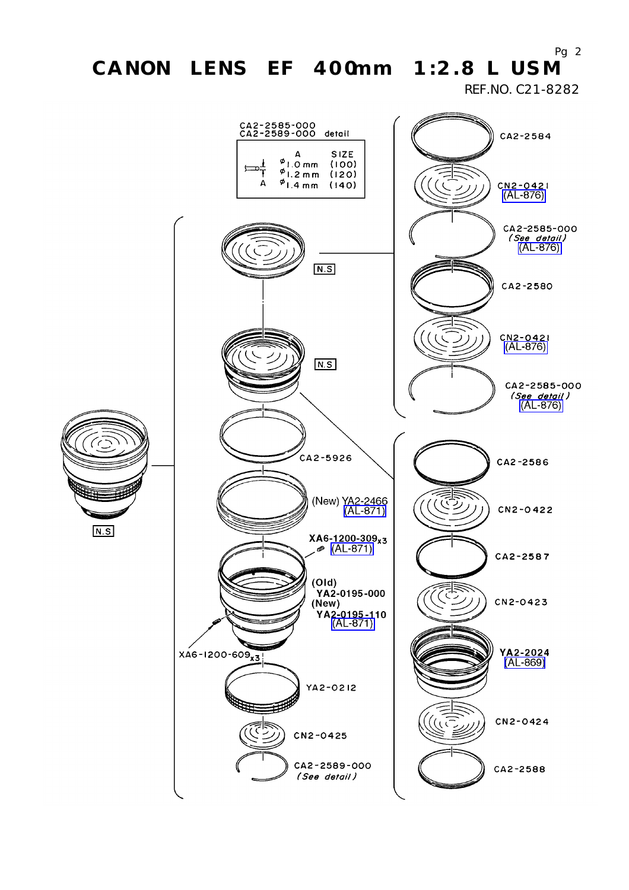# CANON LENS EF 400mm 1:2.8 L USM

REF.NO. C21-8282

CA2-2585-000
CA2-2589-000 detail

| A | SIZE |
|---|---|
| ϕ1.0 mm | (100) |
| ϕ1.2 mm | (120) |
| ϕ1.4 mm | (140) |

N.S

N.S

N.S

CA2-2584

CN2-0421
(AL-876)

CA2-2585-000
*(See detail)*
(AL-876)

CA2-2580

CN2-0421
(AL-876)

CA2-2585-000
*(See detail)*
(AL-876)

CA2-5926

(New) YA2-2466
(AL-871)

XA6-1200-309x3
(AL-871)

(Old)
YA2-0195-000
(New)
YA2-0195-110
(AL-871)

XA6-1200-609x3

YA2-0212

CN2-0425

CA2-2589-000
*(See detail)*

CA2-2586

CN2-0422

CA2-2587

CN2-0423

YA2-2024
(AL-869)

CN2-0424

CA2-2588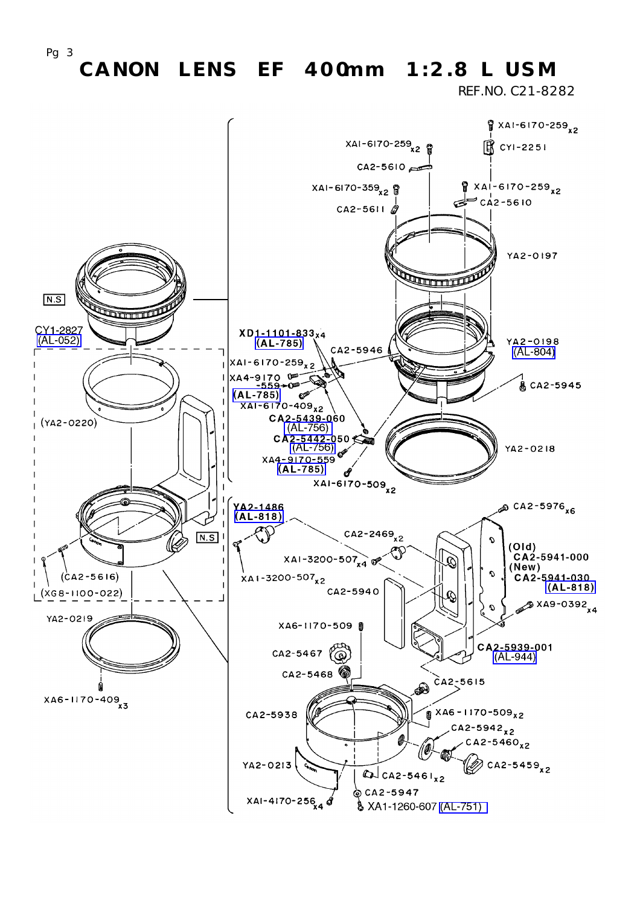# CANON LENS EF 400mm 1:2.8 L USM

REF.NO. C21-8282

XAI-6170-259 x2

CYI-2251

XAI-6170-259 x2

CA2-5610

XAI-6170-359 x2

XAI-6170-259 x2

CA2-5610

CA2-5611

YA2-0197

N.S

CY1-2827 (AL-052)

XD1-1101-833 x4 (AL-785)

CA2-5946

YA2-0198 (AL-804)

XAI-6170-259 x2

XA4-9170-559 (AL-785)

CA2-5945

XAI-6170-409 x2

(YA2-0220)

CA2-5439-060 (AL-756)

CA2-5442-050 (AL-756)

YA2-0218

XA4-9170-559 (AL-785)

XAI-6170-509 x2

YA2-1486 (AL-818)

CA2-5976 x6

N.S

CA2-2469 x2

(Old) CA2-5941-000

(New) CA2-5941-030 (AL-818)

XAI-3200-507 x4

XA1-3200-507 x2

(CA2-5616)

CA2-5940

(XG8-1100-022)

XA9-0392 x4

YA2-0219

XA6-1170-509

CA2-5939-001 (AL-944)

CA2-5467

CA2-5468

CA2-5615

XA6-1170-409 x3

CA2-5938

XA6-1170-509 x2

CA2-5942 x2

CA2-5460 x2

YA2-0213

CA2-5459 x2

CA2-5461 x2

CA2-5947

XAI-4170-256 x4

XA1-1260-607 (AL-751)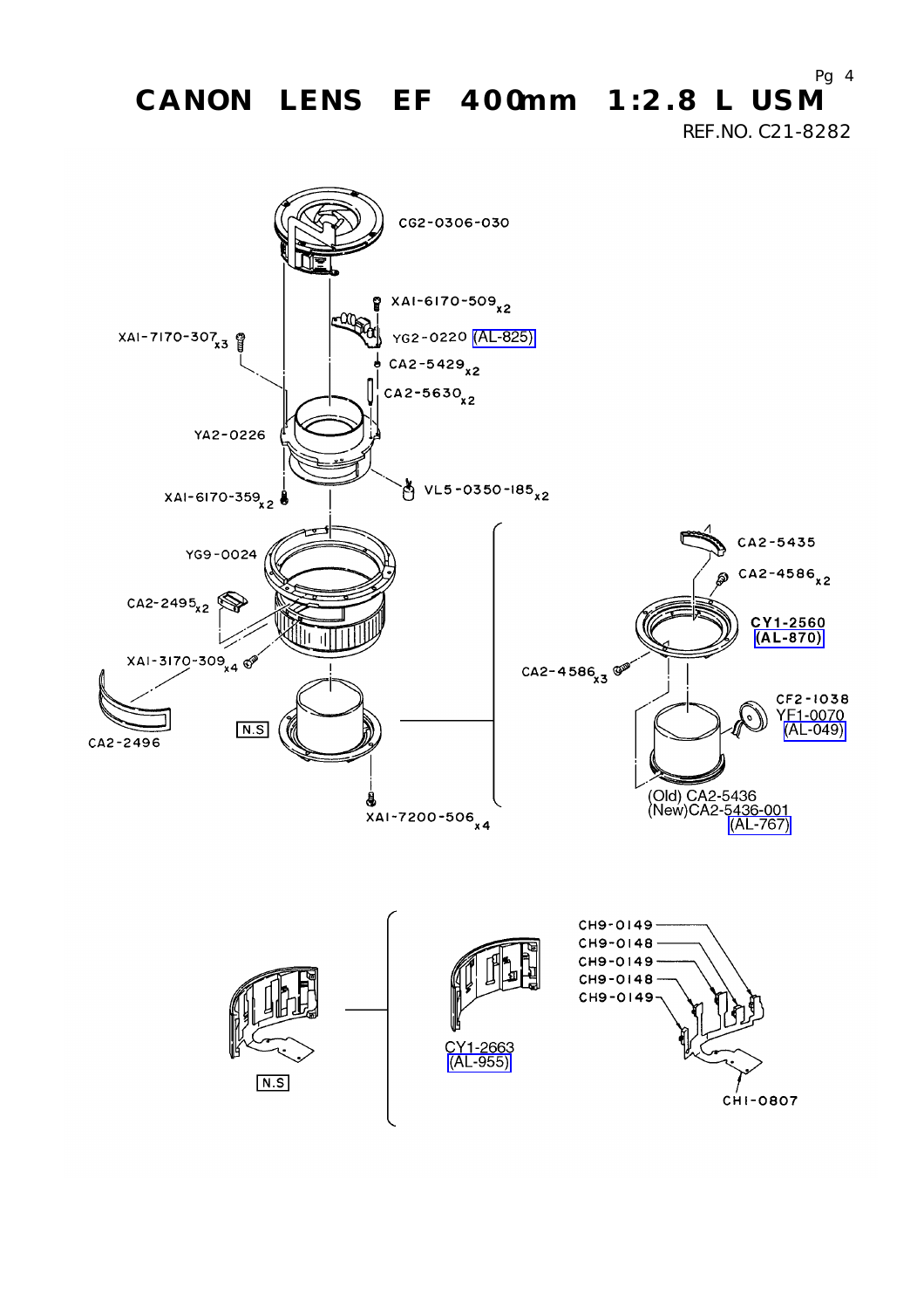# CANON LENS EF 400mm 1:2.8 L USM

REF.NO. C21-8282

CG2-0306-030

XA1-6170-509 x2

XA1-7170-307 x3

YG2-0220 (AL-825)

CA2-5429 x2

CA2-5630 x2

YA2-0226

XA1-6170-359 x2

VL5-0350-185 x2

YG9-0024

CA2-5435

CA2-4586 x2

CA2-2495 x2

CY1-2560 (AL-870)

XA1-3170-309 x4

CA2-4586 x3

CF2-1038

YF1-0070 (AL-049)

N.S

CA2-2496

(Old) CA2-5436

(New)CA2-5436-001 (AL-767)

XA1-7200-506 x4

CH9-0149

CH9-0148

CH9-0149

CH9-0148

CH9-0149

CY1-2663 (AL-955)

N.S

CH1-0807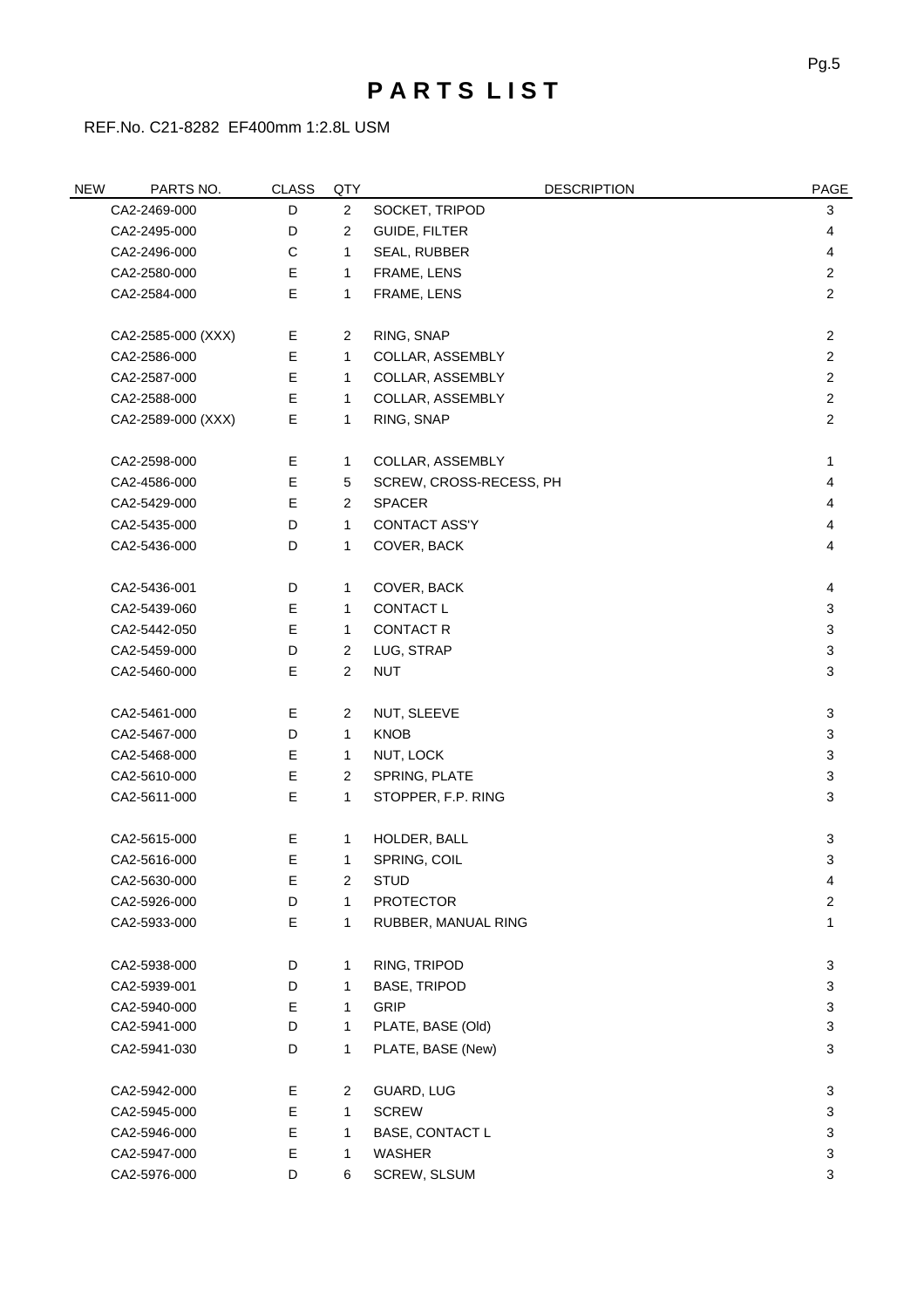# PARTS LIST

REF.No. C21-8282 EF400mm 1:2.8L USM

| NEW | PARTS NO. | CLASS | QTY | DESCRIPTION | PAGE |
|---|---|---|---|---|---|
| | CA2-2469-000 | D | 2 | SOCKET, TRIPOD | 3 |
| | CA2-2495-000 | D | 2 | GUIDE, FILTER | 4 |
| | CA2-2496-000 | C | 1 | SEAL, RUBBER | 4 |
| | CA2-2580-000 | E | 1 | FRAME, LENS | 2 |
| | CA2-2584-000 | E | 1 | FRAME, LENS | 2 |
| | CA2-2585-000 (XXX) | E | 2 | RING, SNAP | 2 |
| | CA2-2586-000 | E | 1 | COLLAR, ASSEMBLY | 2 |
| | CA2-2587-000 | E | 1 | COLLAR, ASSEMBLY | 2 |
| | CA2-2588-000 | E | 1 | COLLAR, ASSEMBLY | 2 |
| | CA2-2589-000 (XXX) | E | 1 | RING, SNAP | 2 |
| | CA2-2598-000 | E | 1 | COLLAR, ASSEMBLY | 1 |
| | CA2-4586-000 | E | 5 | SCREW, CROSS-RECESS, PH | 4 |
| | CA2-5429-000 | E | 2 | SPACER | 4 |
| | CA2-5435-000 | D | 1 | CONTACT ASS'Y | 4 |
| | CA2-5436-000 | D | 1 | COVER, BACK | 4 |
| | CA2-5436-001 | D | 1 | COVER, BACK | 4 |
| | CA2-5439-060 | E | 1 | CONTACT L | 3 |
| | CA2-5442-050 | E | 1 | CONTACT R | 3 |
| | CA2-5459-000 | D | 2 | LUG, STRAP | 3 |
| | CA2-5460-000 | E | 2 | NUT | 3 |
| | CA2-5461-000 | E | 2 | NUT, SLEEVE | 3 |
| | CA2-5467-000 | D | 1 | KNOB | 3 |
| | CA2-5468-000 | E | 1 | NUT, LOCK | 3 |
| | CA2-5610-000 | E | 2 | SPRING, PLATE | 3 |
| | CA2-5611-000 | E | 1 | STOPPER, F.P. RING | 3 |
| | CA2-5615-000 | E | 1 | HOLDER, BALL | 3 |
| | CA2-5616-000 | E | 1 | SPRING, COIL | 3 |
| | CA2-5630-000 | E | 2 | STUD | 4 |
| | CA2-5926-000 | D | 1 | PROTECTOR | 2 |
| | CA2-5933-000 | E | 1 | RUBBER, MANUAL RING | 1 |
| | CA2-5938-000 | D | 1 | RING, TRIPOD | 3 |
| | CA2-5939-001 | D | 1 | BASE, TRIPOD | 3 |
| | CA2-5940-000 | E | 1 | GRIP | 3 |
| | CA2-5941-000 | D | 1 | PLATE, BASE (Old) | 3 |
| | CA2-5941-030 | D | 1 | PLATE, BASE (New) | 3 |
| | CA2-5942-000 | E | 2 | GUARD, LUG | 3 |
| | CA2-5945-000 | E | 1 | SCREW | 3 |
| | CA2-5946-000 | E | 1 | BASE, CONTACT L | 3 |
| | CA2-5947-000 | E | 1 | WASHER | 3 |
| | CA2-5976-000 | D | 6 | SCREW, SLSUM | 3 |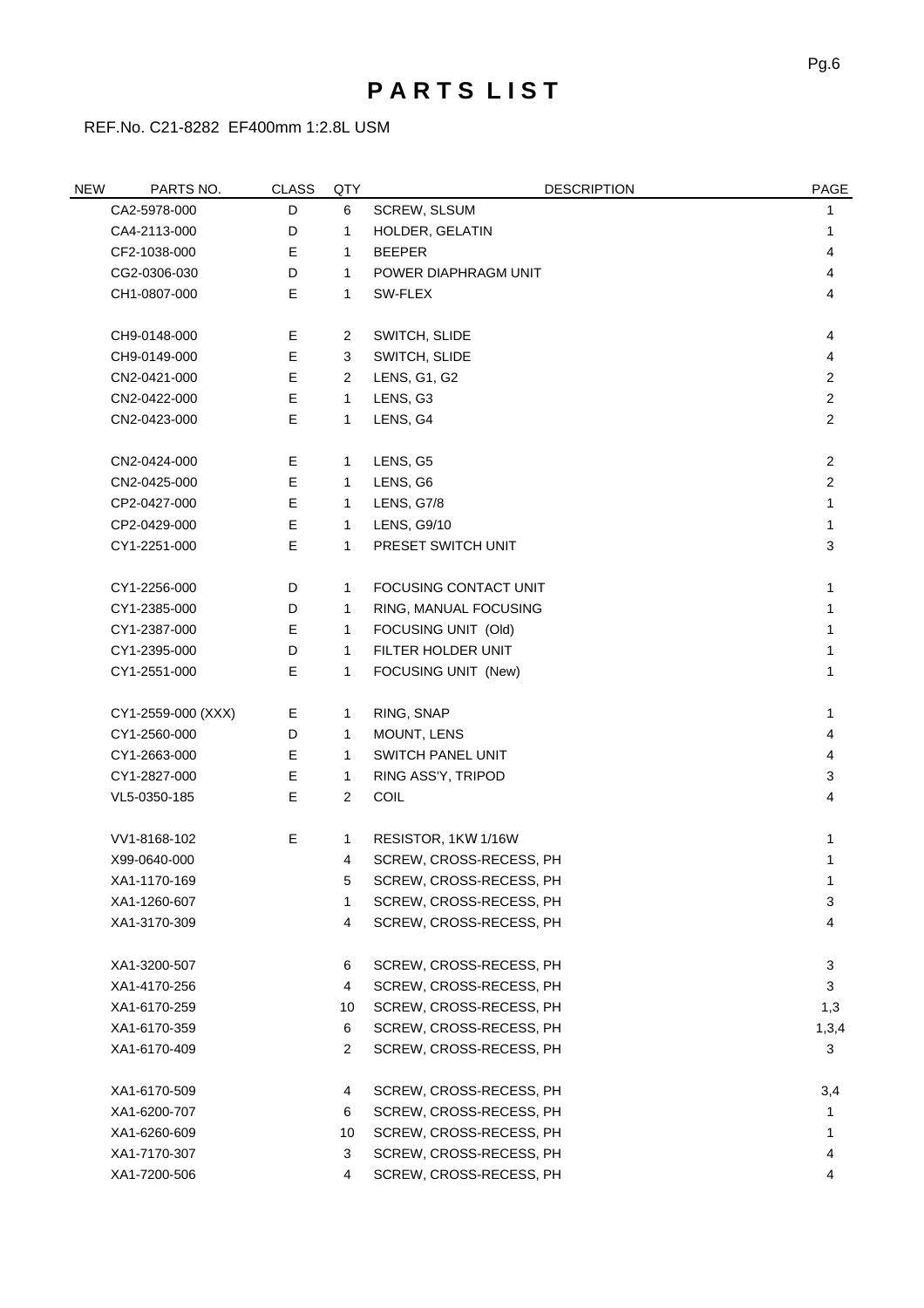# P A R T S L I S T

REF.No. C21-8282 EF400mm 1:2.8L USM

| NEW | PARTS NO. | CLASS | QTY | DESCRIPTION | PAGE |
|---|---|---|---|---|---|
| | CA2-5978-000 | D | 6 | SCREW, SLSUM | 1 |
| | CA4-2113-000 | D | 1 | HOLDER, GELATIN | 1 |
| | CF2-1038-000 | E | 1 | BEEPER | 4 |
| | CG2-0306-030 | D | 1 | POWER DIAPHRAGM UNIT | 4 |
| | CH1-0807-000 | E | 1 | SW-FLEX | 4 |
| | CH9-0148-000 | E | 2 | SWITCH, SLIDE | 4 |
| | CH9-0149-000 | E | 3 | SWITCH, SLIDE | 4 |
| | CN2-0421-000 | E | 2 | LENS, G1, G2 | 2 |
| | CN2-0422-000 | E | 1 | LENS, G3 | 2 |
| | CN2-0423-000 | E | 1 | LENS, G4 | 2 |
| | CN2-0424-000 | E | 1 | LENS, G5 | 2 |
| | CN2-0425-000 | E | 1 | LENS, G6 | 2 |
| | CP2-0427-000 | E | 1 | LENS, G7/8 | 1 |
| | CP2-0429-000 | E | 1 | LENS, G9/10 | 1 |
| | CY1-2251-000 | E | 1 | PRESET SWITCH UNIT | 3 |
| | CY1-2256-000 | D | 1 | FOCUSING CONTACT UNIT | 1 |
| | CY1-2385-000 | D | 1 | RING, MANUAL FOCUSING | 1 |
| | CY1-2387-000 | E | 1 | FOCUSING UNIT (Old) | 1 |
| | CY1-2395-000 | D | 1 | FILTER HOLDER UNIT | 1 |
| | CY1-2551-000 | E | 1 | FOCUSING UNIT (New) | 1 |
| | CY1-2559-000 (XXX) | E | 1 | RING, SNAP | 1 |
| | CY1-2560-000 | D | 1 | MOUNT, LENS | 4 |
| | CY1-2663-000 | E | 1 | SWITCH PANEL UNIT | 4 |
| | CY1-2827-000 | E | 1 | RING ASS'Y, TRIPOD | 3 |
| | VL5-0350-185 | E | 2 | COIL | 4 |
| | VV1-8168-102 | E | 1 | RESISTOR, 1KW 1/16W | 1 |
| | X99-0640-000 | | 4 | SCREW, CROSS-RECESS, PH | 1 |
| | XA1-1170-169 | | 5 | SCREW, CROSS-RECESS, PH | 1 |
| | XA1-1260-607 | | 1 | SCREW, CROSS-RECESS, PH | 3 |
| | XA1-3170-309 | | 4 | SCREW, CROSS-RECESS, PH | 4 |
| | XA1-3200-507 | | 6 | SCREW, CROSS-RECESS, PH | 3 |
| | XA1-4170-256 | | 4 | SCREW, CROSS-RECESS, PH | 3 |
| | XA1-6170-259 | | 10 | SCREW, CROSS-RECESS, PH | 1,3 |
| | XA1-6170-359 | | 6 | SCREW, CROSS-RECESS, PH | 1,3,4 |
| | XA1-6170-409 | | 2 | SCREW, CROSS-RECESS, PH | 3 |
| | XA1-6170-509 | | 4 | SCREW, CROSS-RECESS, PH | 3,4 |
| | XA1-6200-707 | | 6 | SCREW, CROSS-RECESS, PH | 1 |
| | XA1-6260-609 | | 10 | SCREW, CROSS-RECESS, PH | 1 |
| | XA1-7170-307 | | 3 | SCREW, CROSS-RECESS, PH | 4 |
| | XA1-7200-506 | | 4 | SCREW, CROSS-RECESS, PH | 4 |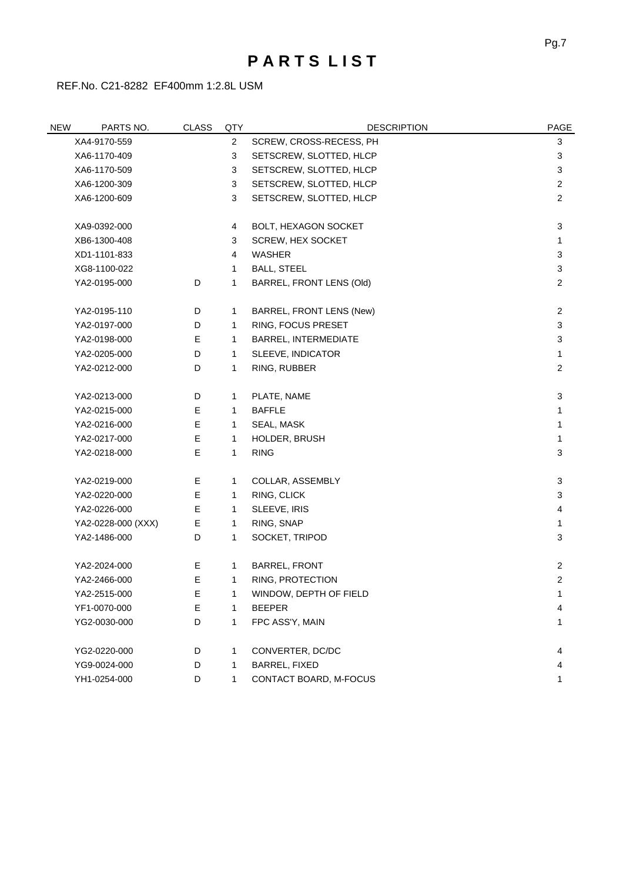# P A R T S L I S T

REF.No. C21-8282 EF400mm 1:2.8L USM

| NEW | PARTS NO. | CLASS | QTY | DESCRIPTION | PAGE |
|---|---|---|---|---|---|
| | XA4-9170-559 | | 2 | SCREW, CROSS-RECESS, PH | 3 |
| | XA6-1170-409 | | 3 | SETSCREW, SLOTTED, HLCP | 3 |
| | XA6-1170-509 | | 3 | SETSCREW, SLOTTED, HLCP | 3 |
| | XA6-1200-309 | | 3 | SETSCREW, SLOTTED, HLCP | 2 |
| | XA6-1200-609 | | 3 | SETSCREW, SLOTTED, HLCP | 2 |
| | XA9-0392-000 | | 4 | BOLT, HEXAGON SOCKET | 3 |
| | XB6-1300-408 | | 3 | SCREW, HEX SOCKET | 1 |
| | XD1-1101-833 | | 4 | WASHER | 3 |
| | XG8-1100-022 | | 1 | BALL, STEEL | 3 |
| | YA2-0195-000 | D | 1 | BARREL, FRONT LENS (Old) | 2 |
| | YA2-0195-110 | D | 1 | BARREL, FRONT LENS (New) | 2 |
| | YA2-0197-000 | D | 1 | RING, FOCUS PRESET | 3 |
| | YA2-0198-000 | E | 1 | BARREL, INTERMEDIATE | 3 |
| | YA2-0205-000 | D | 1 | SLEEVE, INDICATOR | 1 |
| | YA2-0212-000 | D | 1 | RING, RUBBER | 2 |
| | YA2-0213-000 | D | 1 | PLATE, NAME | 3 |
| | YA2-0215-000 | E | 1 | BAFFLE | 1 |
| | YA2-0216-000 | E | 1 | SEAL, MASK | 1 |
| | YA2-0217-000 | E | 1 | HOLDER, BRUSH | 1 |
| | YA2-0218-000 | E | 1 | RING | 3 |
| | YA2-0219-000 | E | 1 | COLLAR, ASSEMBLY | 3 |
| | YA2-0220-000 | E | 1 | RING, CLICK | 3 |
| | YA2-0226-000 | E | 1 | SLEEVE, IRIS | 4 |
| | YA2-0228-000 (XXX) | E | 1 | RING, SNAP | 1 |
| | YA2-1486-000 | D | 1 | SOCKET, TRIPOD | 3 |
| | YA2-2024-000 | E | 1 | BARREL, FRONT | 2 |
| | YA2-2466-000 | E | 1 | RING, PROTECTION | 2 |
| | YA2-2515-000 | E | 1 | WINDOW, DEPTH OF FIELD | 1 |
| | YF1-0070-000 | E | 1 | BEEPER | 4 |
| | YG2-0030-000 | D | 1 | FPC ASS'Y, MAIN | 1 |
| | YG2-0220-000 | D | 1 | CONVERTER, DC/DC | 4 |
| | YG9-0024-000 | D | 1 | BARREL, FIXED | 4 |
| | YH1-0254-000 | D | 1 | CONTACT BOARD, M-FOCUS | 1 |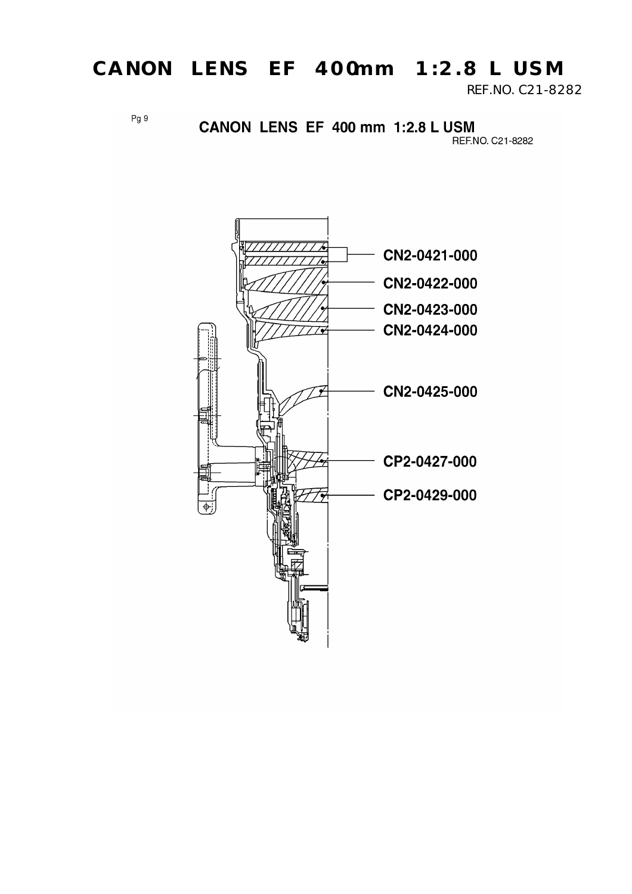# CANON LENS EF 400mm 1:2.8 L USM

REF.NO. C21-8282

Pg 9

## CANON LENS EF 400 mm 1:2.8 L USM

REF.NO. C21-8282

CN2-0421-000

CN2-0422-000

CN2-0423-000

CN2-0424-000

CN2-0425-000

CP2-0427-000

CP2-0429-000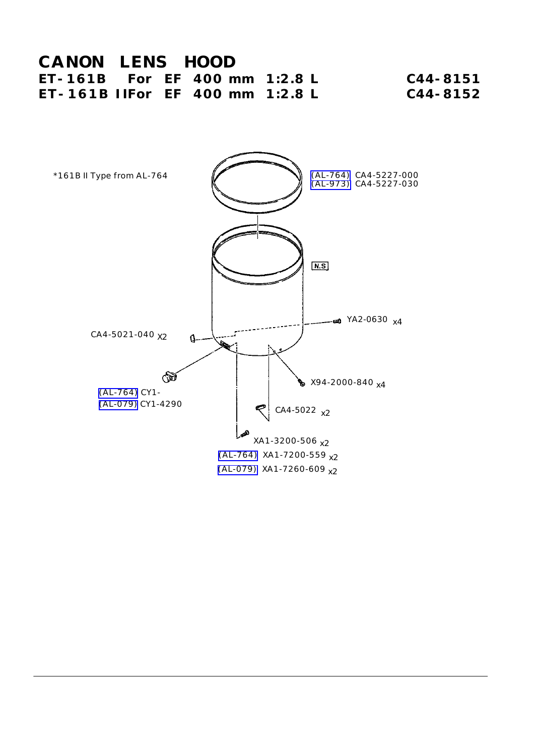# CANON LENS HOOD

**ET-161B For EF 400 mm 1:2.8 L** — **C44-8151**

**ET-161B II For EF 400 mm 1:2.8 L** — **C44-8152**

*161B II Type from AL-764

(AL-764) CA4-5227-000
(AL-973) CA4-5227-030

N.S

YA2-0630 x4

CA4-5021-040 X2

(AL-764) CY1-
(AL-079) CY1-4290

X94-2000-840 x4

CA4-5022 x2

XA1-3200-506 x2
(AL-764) XA1-7200-559 x2
(AL-079) XA1-7260-609 x2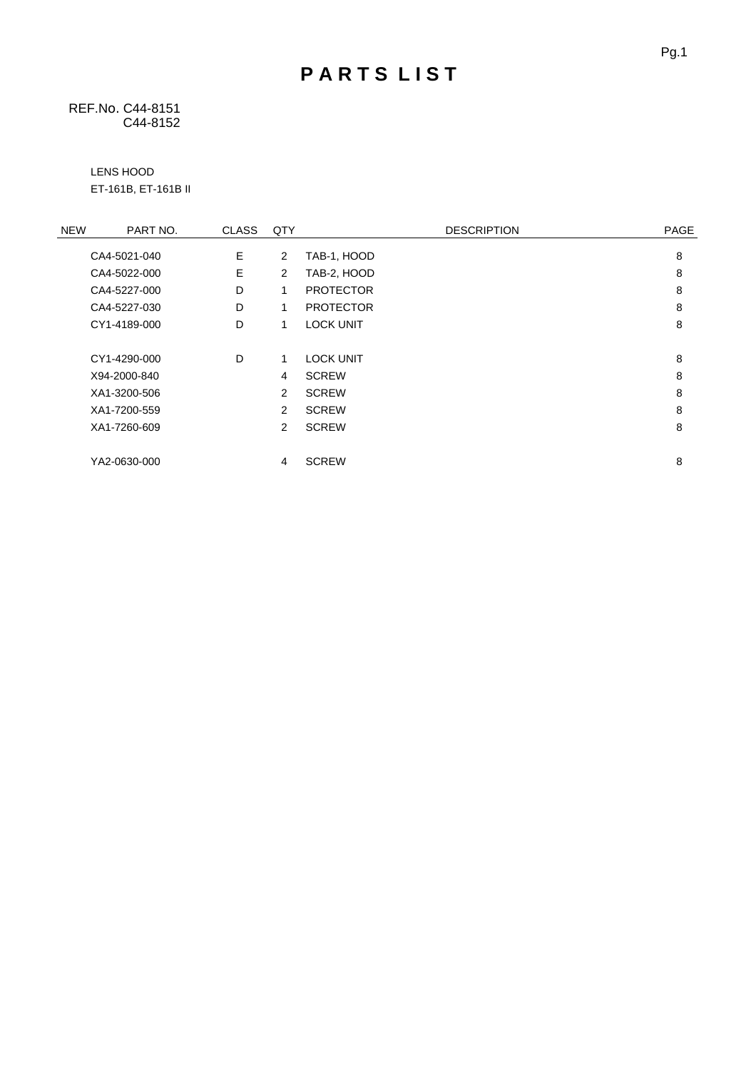# P A R T S L I S T

REF.No. C44-8151
C44-8152

LENS HOOD
ET-161B, ET-161B II

| NEW | PART NO. | CLASS | QTY | DESCRIPTION | PAGE |
|---|---|---|---|---|---|
| | CA4-5021-040 | E | 2 | TAB-1, HOOD | 8 |
| | CA4-5022-000 | E | 2 | TAB-2, HOOD | 8 |
| | CA4-5227-000 | D | 1 | PROTECTOR | 8 |
| | CA4-5227-030 | D | 1 | PROTECTOR | 8 |
| | CY1-4189-000 | D | 1 | LOCK UNIT | 8 |
| | CY1-4290-000 | D | 1 | LOCK UNIT | 8 |
| | X94-2000-840 | | 4 | SCREW | 8 |
| | XA1-3200-506 | | 2 | SCREW | 8 |
| | XA1-7200-559 | | 2 | SCREW | 8 |
| | XA1-7260-609 | | 2 | SCREW | 8 |
| | YA2-0630-000 | | 4 | SCREW | 8 |